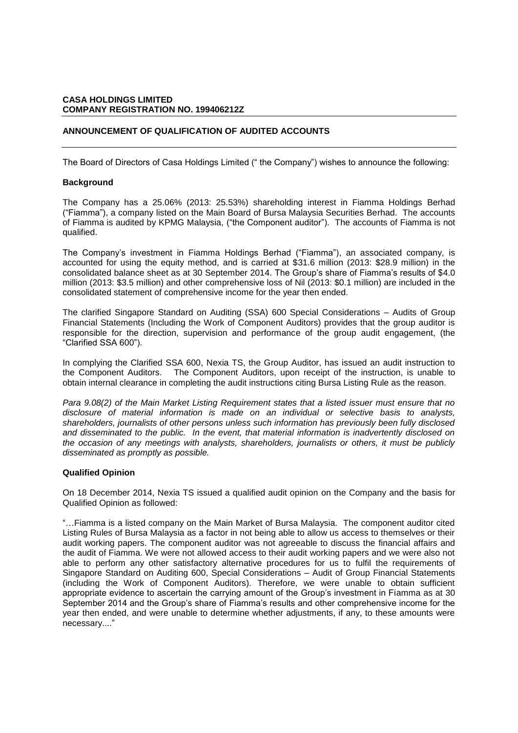**CASA HOLDINGS LIMITED**
**COMPANY REGISTRATION NO. 199406212Z**

---

**ANNOUNCEMENT OF QUALIFICATION OF AUDITED ACCOUNTS**

---

The Board of Directors of Casa Holdings Limited (" the Company") wishes to announce the following:

**Background**

The Company has a 25.06% (2013: 25.53%) shareholding interest in Fiamma Holdings Berhad ("Fiamma"), a company listed on the Main Board of Bursa Malaysia Securities Berhad. The accounts of Fiamma is audited by KPMG Malaysia, ("the Component auditor"). The accounts of Fiamma is not qualified.

The Company's investment in Fiamma Holdings Berhad ("Fiamma"), an associated company, is accounted for using the equity method, and is carried at $31.6 million (2013: $28.9 million) in the consolidated balance sheet as at 30 September 2014. The Group's share of Fiamma's results of $4.0 million (2013: $3.5 million) and other comprehensive loss of Nil (2013: $0.1 million) are included in the consolidated statement of comprehensive income for the year then ended.

The clarified Singapore Standard on Auditing (SSA) 600 Special Considerations – Audits of Group Financial Statements (Including the Work of Component Auditors) provides that the group auditor is responsible for the direction, supervision and performance of the group audit engagement, (the "Clarified SSA 600").

In complying the Clarified SSA 600, Nexia TS, the Group Auditor, has issued an audit instruction to the Component Auditors. The Component Auditors, upon receipt of the instruction, is unable to obtain internal clearance in completing the audit instructions citing Bursa Listing Rule as the reason.

*Para 9.08(2) of the Main Market Listing Requirement states that a listed issuer must ensure that no disclosure of material information is made on an individual or selective basis to analysts, shareholders, journalists of other persons unless such information has previously been fully disclosed and disseminated to the public. In the event, that material information is inadvertently disclosed on the occasion of any meetings with analysts, shareholders, journalists or others, it must be publicly disseminated as promptly as possible.*

**Qualified Opinion**

On 18 December 2014, Nexia TS issued a qualified audit opinion on the Company and the basis for Qualified Opinion as followed:

"…Fiamma is a listed company on the Main Market of Bursa Malaysia. The component auditor cited Listing Rules of Bursa Malaysia as a factor in not being able to allow us access to themselves or their audit working papers. The component auditor was not agreeable to discuss the financial affairs and the audit of Fiamma. We were not allowed access to their audit working papers and we were also not able to perform any other satisfactory alternative procedures for us to fulfil the requirements of Singapore Standard on Auditing 600, Special Considerations – Audit of Group Financial Statements (including the Work of Component Auditors). Therefore, we were unable to obtain sufficient appropriate evidence to ascertain the carrying amount of the Group's investment in Fiamma as at 30 September 2014 and the Group's share of Fiamma's results and other comprehensive income for the year then ended, and were unable to determine whether adjustments, if any, to these amounts were necessary...."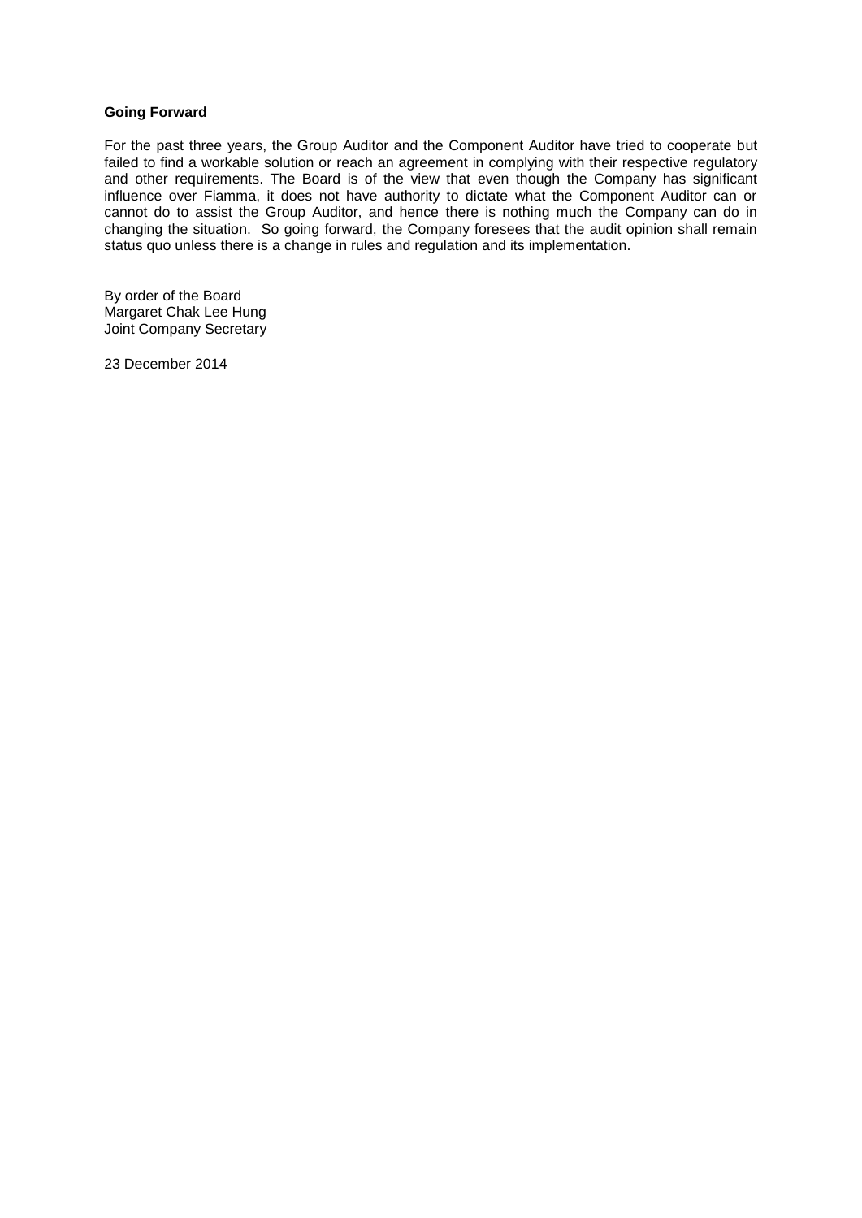**Going Forward**

For the past three years, the Group Auditor and the Component Auditor have tried to cooperate but failed to find a workable solution or reach an agreement in complying with their respective regulatory and other requirements. The Board is of the view that even though the Company has significant influence over Fiamma, it does not have authority to dictate what the Component Auditor can or cannot do to assist the Group Auditor, and hence there is nothing much the Company can do in changing the situation. So going forward, the Company foresees that the audit opinion shall remain status quo unless there is a change in rules and regulation and its implementation.

By order of the Board
Margaret Chak Lee Hung
Joint Company Secretary

23 December 2014